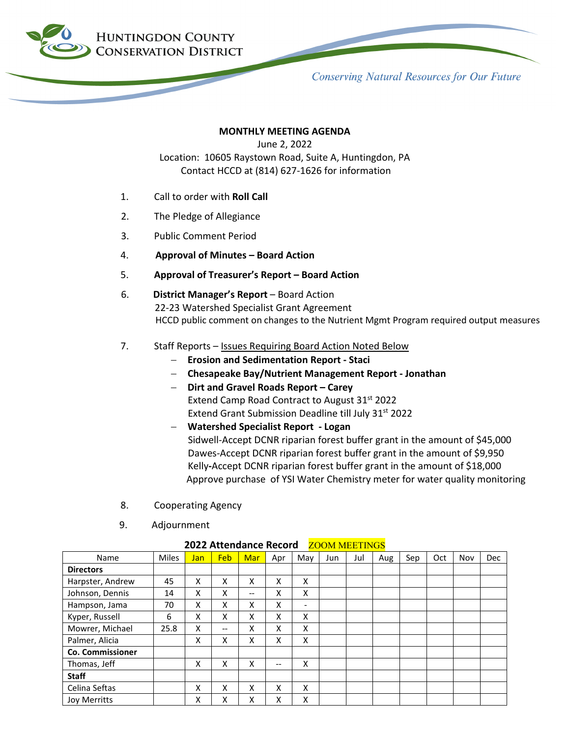HUNTINGDON COUNTY
CONSERVATION DISTRICT

*Conserving Natural Resources for Our Future*

**MONTHLY MEETING AGENDA**

June 2, 2022

Location: 10605 Raystown Road, Suite A, Huntingdon, PA

Contact HCCD at (814) 627-1626 for information

1. Call to order with **Roll Call**
2. The Pledge of Allegiance
3. Public Comment Period
4. **Approval of Minutes – Board Action**
5. **Approval of Treasurer's Report – Board Action**
6. **District Manager's Report** – Board Action
   22-23 Watershed Specialist Grant Agreement
   HCCD public comment on changes to the Nutrient Mgmt Program required output measures
7. Staff Reports – Issues Requiring Board Action Noted Below
   - **Erosion and Sedimentation Report - Staci**
   - **Chesapeake Bay/Nutrient Management Report - Jonathan**
   - **Dirt and Gravel Roads Report – Carey**
     Extend Camp Road Contract to August 31st 2022
     Extend Grant Submission Deadline till July 31st 2022
   - **Watershed Specialist Report - Logan**
     Sidwell-Accept DCNR riparian forest buffer grant in the amount of $45,000
     Dawes-Accept DCNR riparian forest buffer grant in the amount of $9,950
     Kelly-Accept DCNR riparian forest buffer grant in the amount of $18,000
     Approve purchase of YSI Water Chemistry meter for water quality monitoring
8. Cooperating Agency
9. Adjournment

**2022 Attendance Record** ZOOM MEETINGS

| Name | Miles | Jan | Feb | Mar | Apr | May | Jun | Jul | Aug | Sep | Oct | Nov | Dec |
|---|---|---|---|---|---|---|---|---|---|---|---|---|---|
| **Directors** | | | | | | | | | | | | | |
| Harpster, Andrew | 45 | X | X | X | X | X | | | | | | | |
| Johnson, Dennis | 14 | X | X | -- | X | X | | | | | | | |
| Hampson, Jama | 70 | X | X | X | X | - | | | | | | | |
| Kyper, Russell | 6 | X | X | X | X | X | | | | | | | |
| Mowrer, Michael | 25.8 | X | -- | X | X | X | | | | | | | |
| Palmer, Alicia | | X | X | X | X | X | | | | | | | |
| **Co. Commissioner** | | | | | | | | | | | | | |
| Thomas, Jeff | | X | X | X | -- | X | | | | | | | |
| **Staff** | | | | | | | | | | | | | |
| Celina Seftas | | X | X | X | X | X | | | | | | | |
| Joy Merritts | | X | X | X | X | X | | | | | | | |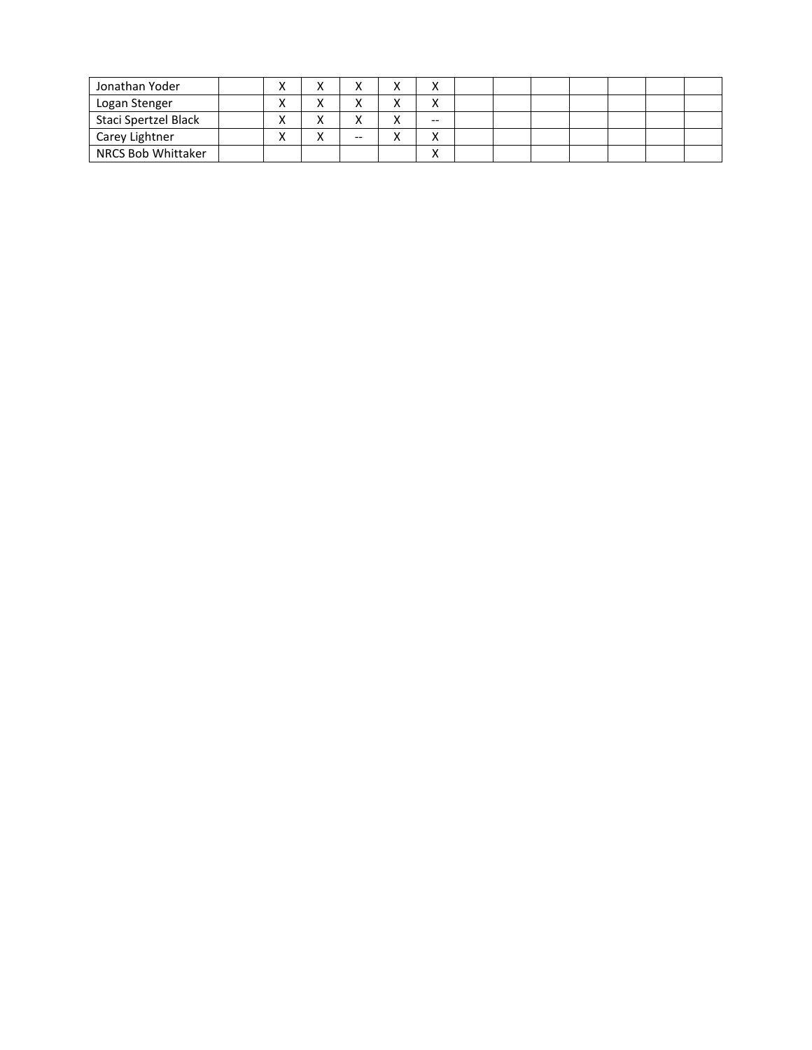| | | | | | | | | | | | | | |
|---|---|---|---|---|---|---|---|---|---|---|---|---|---|
| Jonathan Yoder | | X | X | X | X | X | | | | | | | |
| Logan Stenger | | X | X | X | X | X | | | | | | | |
| Staci Spertzel Black | | X | X | X | X | -- | | | | | | | |
| Carey Lightner | | X | X | -- | X | X | | | | | | | |
| NRCS Bob Whittaker | | | | | | X | | | | | | | |